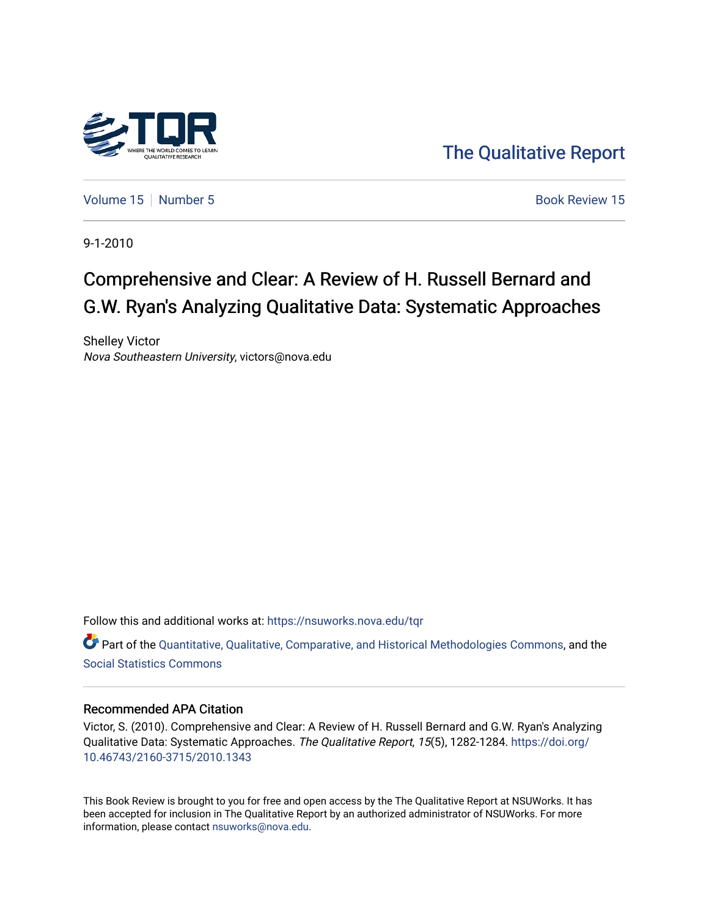The Qualitative Report

Volume 15 | Number 5 | Book Review 15

9-1-2010

# Comprehensive and Clear: A Review of H. Russell Bernard and G.W. Ryan's Analyzing Qualitative Data: Systematic Approaches

Shelley Victor
*Nova Southeastern University*, victors@nova.edu

Follow this and additional works at: https://nsuworks.nova.edu/tqr

Part of the Quantitative, Qualitative, Comparative, and Historical Methodologies Commons, and the Social Statistics Commons

## Recommended APA Citation

Victor, S. (2010). Comprehensive and Clear: A Review of H. Russell Bernard and G.W. Ryan's Analyzing Qualitative Data: Systematic Approaches. *The Qualitative Report*, *15*(5), 1282-1284. https://doi.org/10.46743/2160-3715/2010.1343

This Book Review is brought to you for free and open access by the The Qualitative Report at NSUWorks. It has been accepted for inclusion in The Qualitative Report by an authorized administrator of NSUWorks. For more information, please contact nsuworks@nova.edu.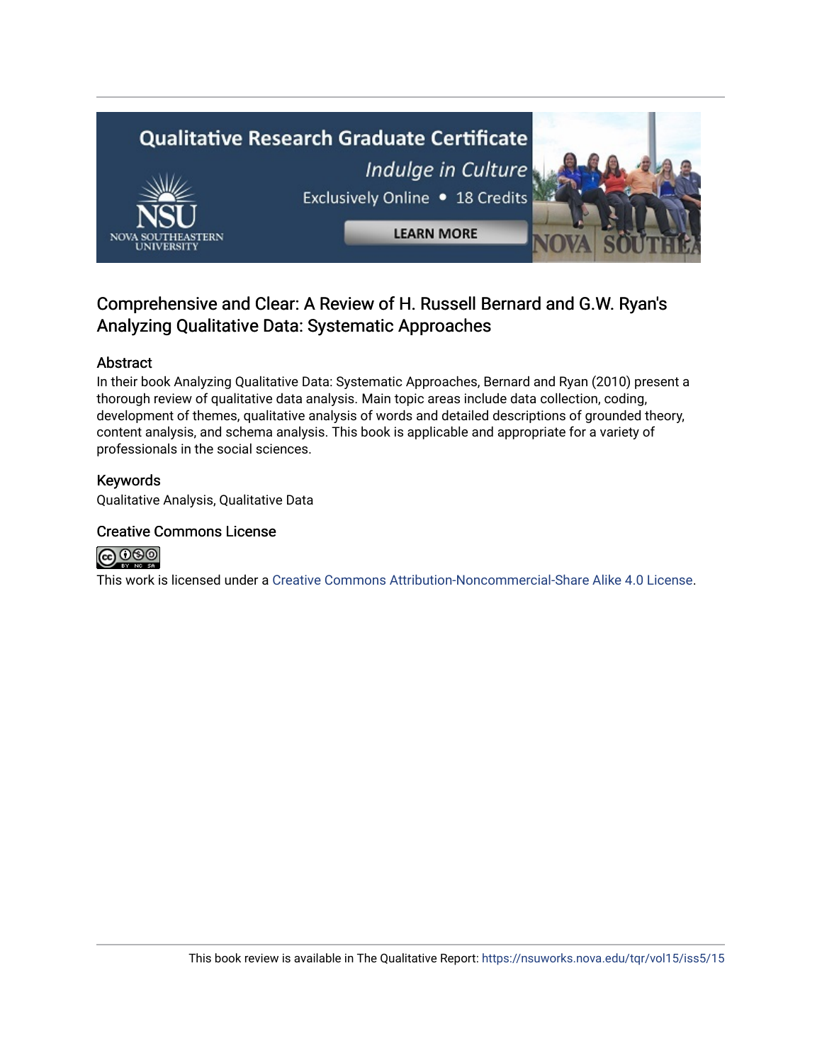# Comprehensive and Clear: A Review of H. Russell Bernard and G.W. Ryan's Analyzing Qualitative Data: Systematic Approaches

## Abstract

In their book Analyzing Qualitative Data: Systematic Approaches, Bernard and Ryan (2010) present a thorough review of qualitative data analysis. Main topic areas include data collection, coding, development of themes, qualitative analysis of words and detailed descriptions of grounded theory, content analysis, and schema analysis. This book is applicable and appropriate for a variety of professionals in the social sciences.

## Keywords

Qualitative Analysis, Qualitative Data

## Creative Commons License

This work is licensed under a Creative Commons Attribution-Noncommercial-Share Alike 4.0 License.

This book review is available in The Qualitative Report: https://nsuworks.nova.edu/tqr/vol15/iss5/15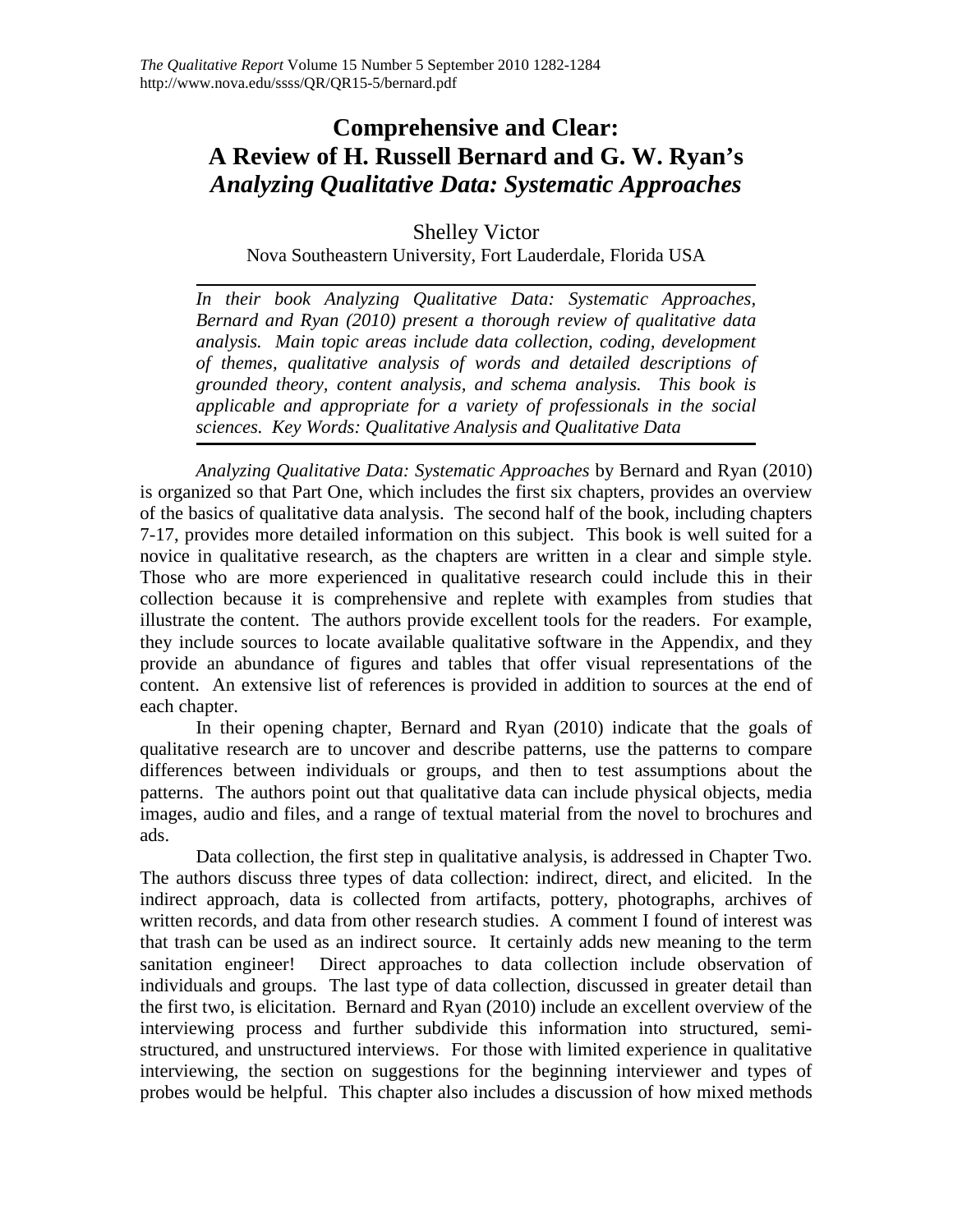# Comprehensive and Clear: A Review of H. Russell Bernard and G. W. Ryan's *Analyzing Qualitative Data: Systematic Approaches*

Shelley Victor

Nova Southeastern University, Fort Lauderdale, Florida USA

*In their book Analyzing Qualitative Data: Systematic Approaches, Bernard and Ryan (2010) present a thorough review of qualitative data analysis. Main topic areas include data collection, coding, development of themes, qualitative analysis of words and detailed descriptions of grounded theory, content analysis, and schema analysis. This book is applicable and appropriate for a variety of professionals in the social sciences. Key Words: Qualitative Analysis and Qualitative Data*

*Analyzing Qualitative Data: Systematic Approaches* by Bernard and Ryan (2010) is organized so that Part One, which includes the first six chapters, provides an overview of the basics of qualitative data analysis. The second half of the book, including chapters 7-17, provides more detailed information on this subject. This book is well suited for a novice in qualitative research, as the chapters are written in a clear and simple style. Those who are more experienced in qualitative research could include this in their collection because it is comprehensive and replete with examples from studies that illustrate the content. The authors provide excellent tools for the readers. For example, they include sources to locate available qualitative software in the Appendix, and they provide an abundance of figures and tables that offer visual representations of the content. An extensive list of references is provided in addition to sources at the end of each chapter.

In their opening chapter, Bernard and Ryan (2010) indicate that the goals of qualitative research are to uncover and describe patterns, use the patterns to compare differences between individuals or groups, and then to test assumptions about the patterns. The authors point out that qualitative data can include physical objects, media images, audio and files, and a range of textual material from the novel to brochures and ads.

Data collection, the first step in qualitative analysis, is addressed in Chapter Two. The authors discuss three types of data collection: indirect, direct, and elicited. In the indirect approach, data is collected from artifacts, pottery, photographs, archives of written records, and data from other research studies. A comment I found of interest was that trash can be used as an indirect source. It certainly adds new meaning to the term sanitation engineer! Direct approaches to data collection include observation of individuals and groups. The last type of data collection, discussed in greater detail than the first two, is elicitation. Bernard and Ryan (2010) include an excellent overview of the interviewing process and further subdivide this information into structured, semi-structured, and unstructured interviews. For those with limited experience in qualitative interviewing, the section on suggestions for the beginning interviewer and types of probes would be helpful. This chapter also includes a discussion of how mixed methods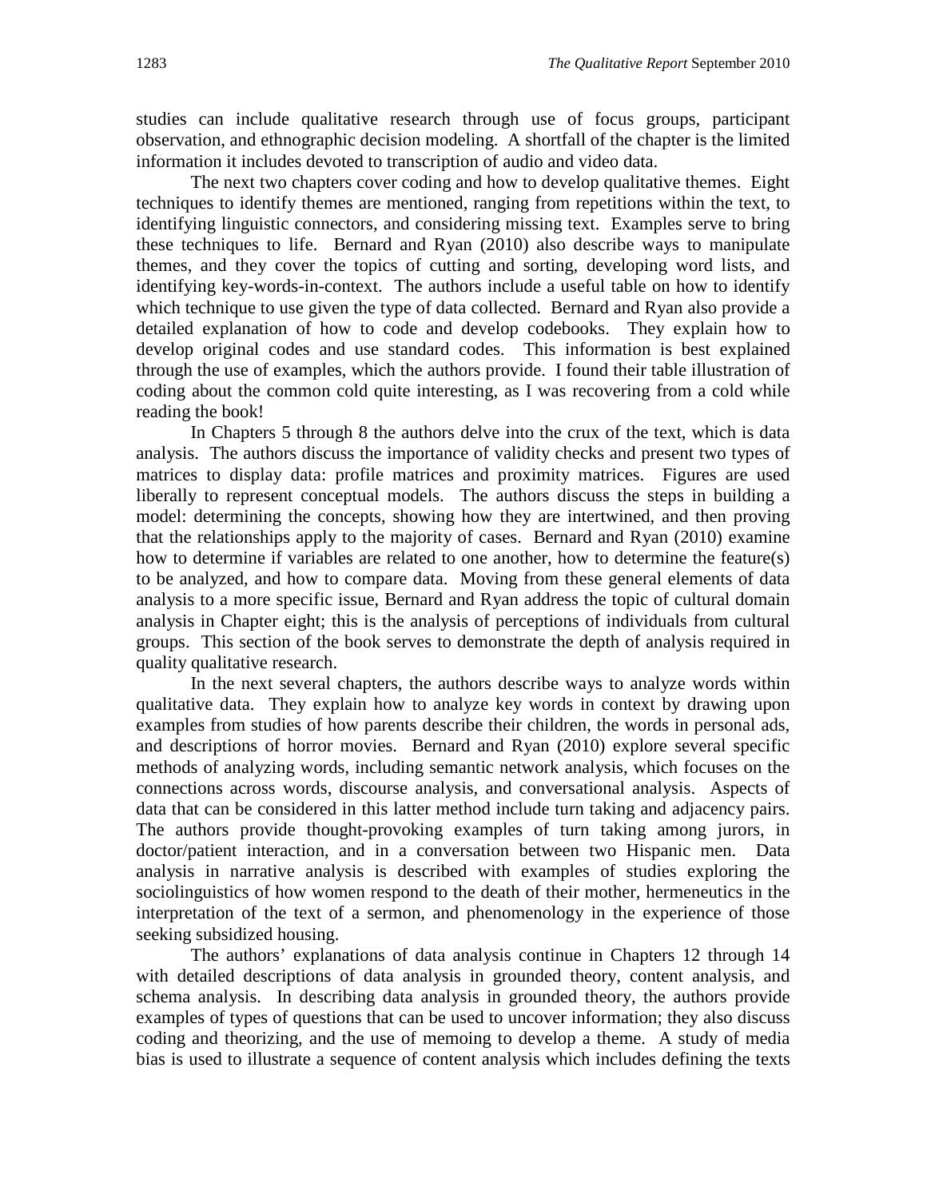studies can include qualitative research through use of focus groups, participant observation, and ethnographic decision modeling. A shortfall of the chapter is the limited information it includes devoted to transcription of audio and video data.

The next two chapters cover coding and how to develop qualitative themes. Eight techniques to identify themes are mentioned, ranging from repetitions within the text, to identifying linguistic connectors, and considering missing text. Examples serve to bring these techniques to life. Bernard and Ryan (2010) also describe ways to manipulate themes, and they cover the topics of cutting and sorting, developing word lists, and identifying key-words-in-context. The authors include a useful table on how to identify which technique to use given the type of data collected. Bernard and Ryan also provide a detailed explanation of how to code and develop codebooks. They explain how to develop original codes and use standard codes. This information is best explained through the use of examples, which the authors provide. I found their table illustration of coding about the common cold quite interesting, as I was recovering from a cold while reading the book!

In Chapters 5 through 8 the authors delve into the crux of the text, which is data analysis. The authors discuss the importance of validity checks and present two types of matrices to display data: profile matrices and proximity matrices. Figures are used liberally to represent conceptual models. The authors discuss the steps in building a model: determining the concepts, showing how they are intertwined, and then proving that the relationships apply to the majority of cases. Bernard and Ryan (2010) examine how to determine if variables are related to one another, how to determine the feature(s) to be analyzed, and how to compare data. Moving from these general elements of data analysis to a more specific issue, Bernard and Ryan address the topic of cultural domain analysis in Chapter eight; this is the analysis of perceptions of individuals from cultural groups. This section of the book serves to demonstrate the depth of analysis required in quality qualitative research.

In the next several chapters, the authors describe ways to analyze words within qualitative data. They explain how to analyze key words in context by drawing upon examples from studies of how parents describe their children, the words in personal ads, and descriptions of horror movies. Bernard and Ryan (2010) explore several specific methods of analyzing words, including semantic network analysis, which focuses on the connections across words, discourse analysis, and conversational analysis. Aspects of data that can be considered in this latter method include turn taking and adjacency pairs. The authors provide thought-provoking examples of turn taking among jurors, in doctor/patient interaction, and in a conversation between two Hispanic men. Data analysis in narrative analysis is described with examples of studies exploring the sociolinguistics of how women respond to the death of their mother, hermeneutics in the interpretation of the text of a sermon, and phenomenology in the experience of those seeking subsidized housing.

The authors' explanations of data analysis continue in Chapters 12 through 14 with detailed descriptions of data analysis in grounded theory, content analysis, and schema analysis. In describing data analysis in grounded theory, the authors provide examples of types of questions that can be used to uncover information; they also discuss coding and theorizing, and the use of memoing to develop a theme. A study of media bias is used to illustrate a sequence of content analysis which includes defining the texts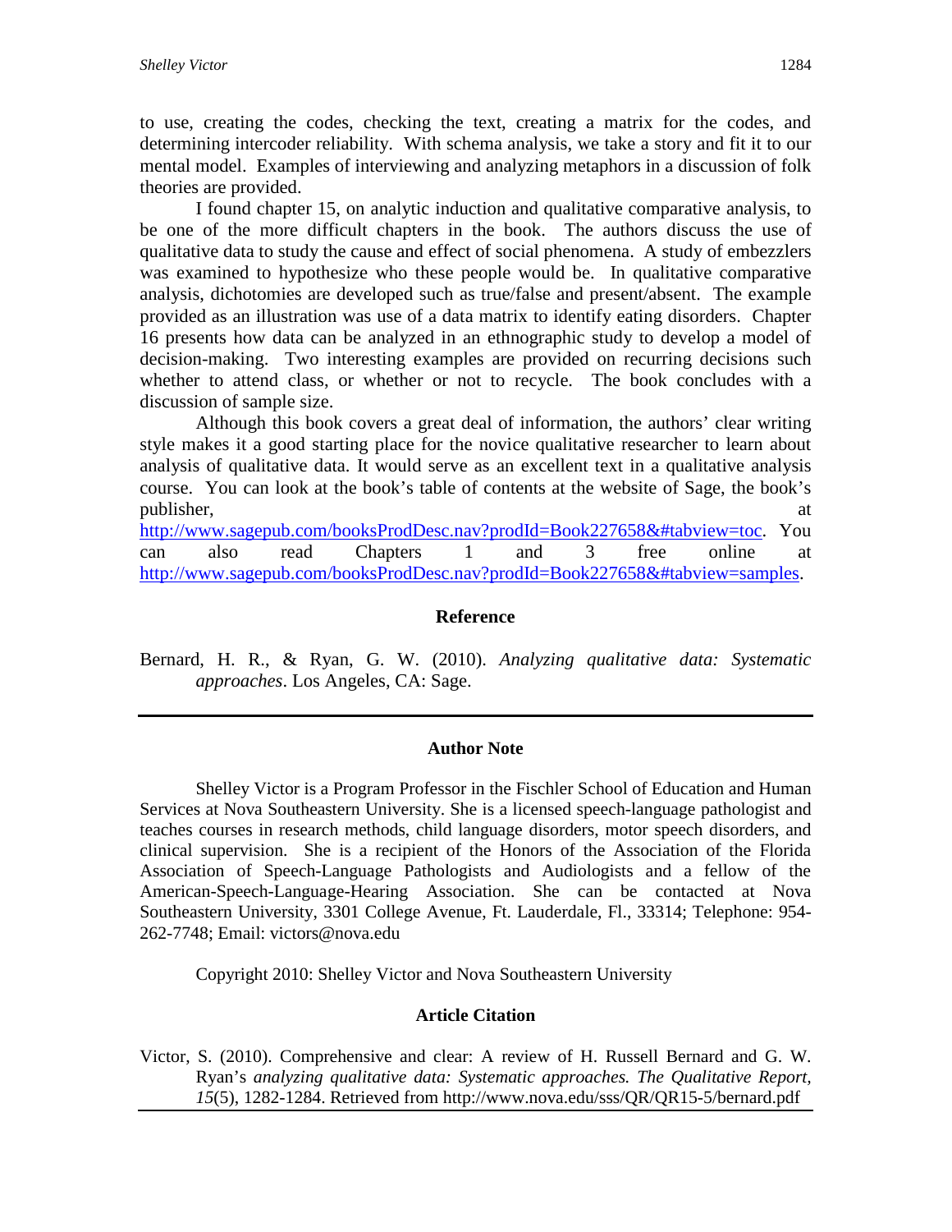to use, creating the codes, checking the text, creating a matrix for the codes, and determining intercoder reliability. With schema analysis, we take a story and fit it to our mental model. Examples of interviewing and analyzing metaphors in a discussion of folk theories are provided.

I found chapter 15, on analytic induction and qualitative comparative analysis, to be one of the more difficult chapters in the book. The authors discuss the use of qualitative data to study the cause and effect of social phenomena. A study of embezzlers was examined to hypothesize who these people would be. In qualitative comparative analysis, dichotomies are developed such as true/false and present/absent. The example provided as an illustration was use of a data matrix to identify eating disorders. Chapter 16 presents how data can be analyzed in an ethnographic study to develop a model of decision-making. Two interesting examples are provided on recurring decisions such whether to attend class, or whether or not to recycle. The book concludes with a discussion of sample size.

Although this book covers a great deal of information, the authors' clear writing style makes it a good starting place for the novice qualitative researcher to learn about analysis of qualitative data. It would serve as an excellent text in a qualitative analysis course. You can look at the book's table of contents at the website of Sage, the book's publisher, at http://www.sagepub.com/booksProdDesc.nav?prodId=Book227658&#tabview=toc. You can also read Chapters 1 and 3 free online at http://www.sagepub.com/booksProdDesc.nav?prodId=Book227658&#tabview=samples.

## Reference

Bernard, H. R., & Ryan, G. W. (2010). *Analyzing qualitative data: Systematic approaches*. Los Angeles, CA: Sage.

---

## Author Note

Shelley Victor is a Program Professor in the Fischler School of Education and Human Services at Nova Southeastern University. She is a licensed speech-language pathologist and teaches courses in research methods, child language disorders, motor speech disorders, and clinical supervision. She is a recipient of the Honors of the Association of the Florida Association of Speech-Language Pathologists and Audiologists and a fellow of the American-Speech-Language-Hearing Association. She can be contacted at Nova Southeastern University, 3301 College Avenue, Ft. Lauderdale, Fl., 33314; Telephone: 954-262-7748; Email: victors@nova.edu

Copyright 2010: Shelley Victor and Nova Southeastern University

## Article Citation

Victor, S. (2010). Comprehensive and clear: A review of H. Russell Bernard and G. W. Ryan's *analyzing qualitative data: Systematic approaches. The Qualitative Report, 15*(5), 1282-1284. Retrieved from http://www.nova.edu/sss/QR/QR15-5/bernard.pdf